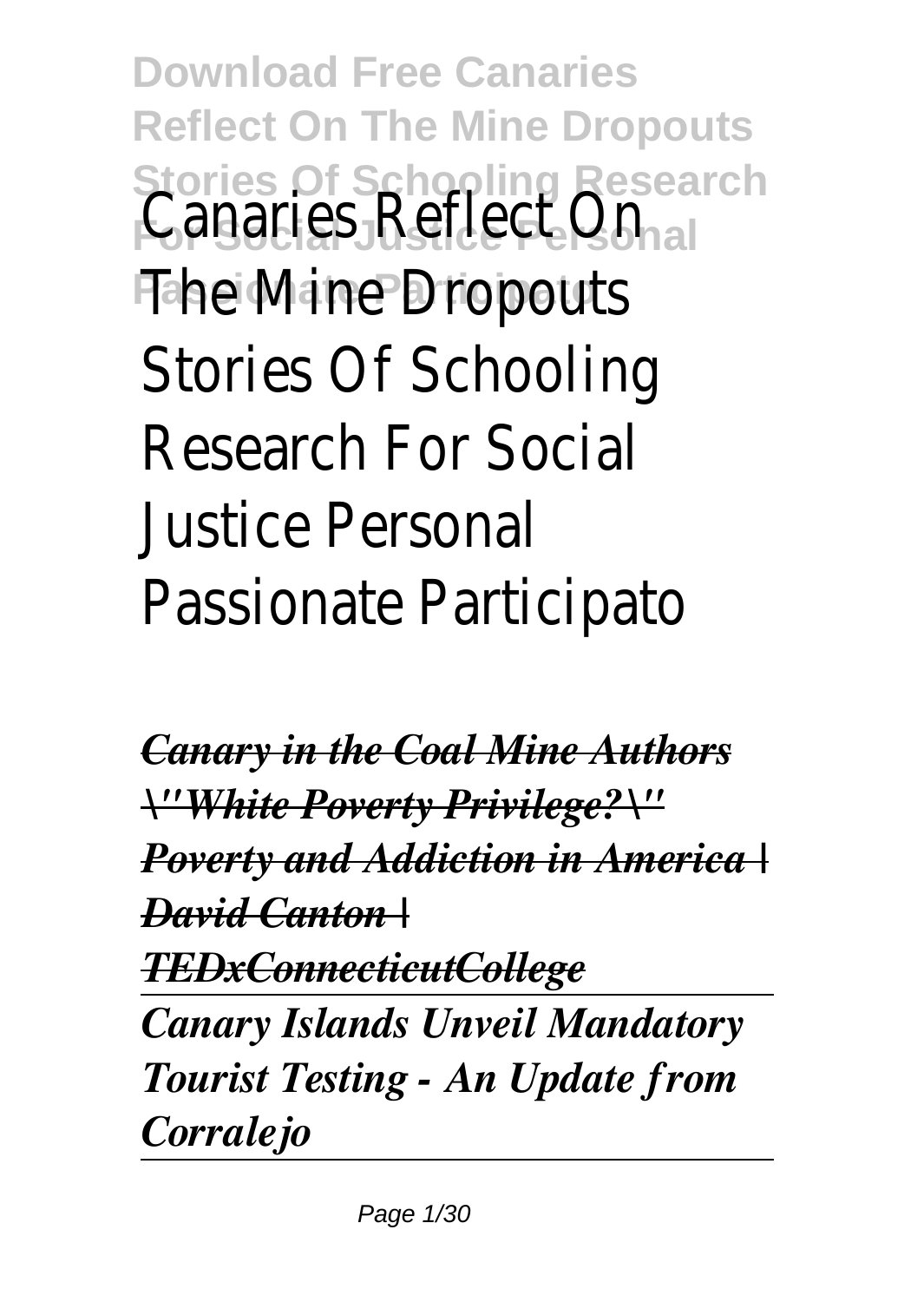# Canaries Reflect On The Mine Dropouts Stories Of Schooling Research For Social Justice Personal Passionate Participato

*Canary in the Coal Mine Authors*

*\"White Poverty Privilege?\" Poverty and Addiction in America | David Canton | TEDxConnecticutCollege*

*Canary Islands Unveil Mandatory Tourist Testing - An Update from Corralejo*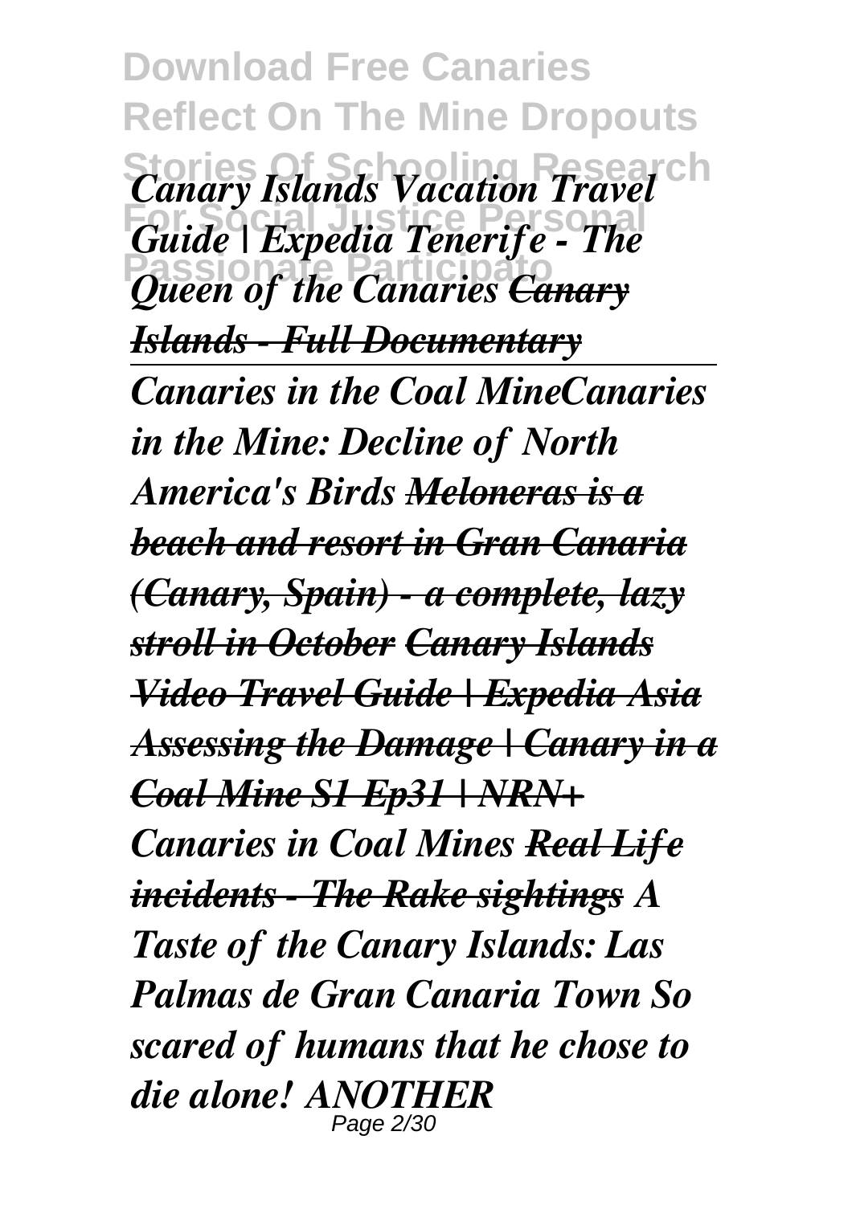*Canary Islands Vacation Travel Guide | Expedia Tenerife - The Queen of the Canaries ~~Canary Islands - Full Documentary~~*

---

*Canaries in the Coal MineCanaries in the Mine: Decline of North America's Birds ~~Meloneras is a beach and resort in Gran Canaria (Canary, Spain) - a complete, lazy stroll in October~~ ~~Canary Islands Video Travel Guide | Expedia Asia~~ ~~Assessing the Damage | Canary in a Coal Mine S1 Ep31 | NRN+~~ Canaries in Coal Mines ~~Real Life incidents - The Rake sightings~~ A Taste of the Canary Islands: Las Palmas de Gran Canaria Town So scared of humans that he chose to die alone! ANOTHER*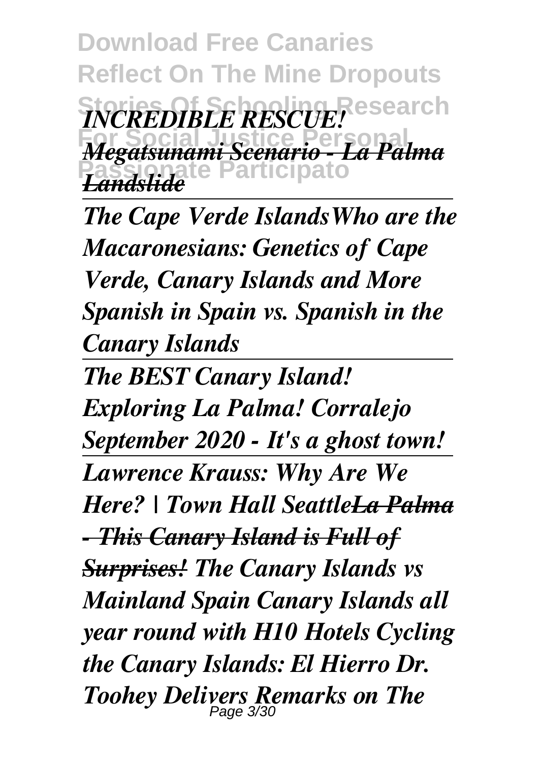*INCREDIBLE RESCUE!* *Megatsunami Scenario - La Palma Landslide*

*The Cape Verde IslandsWho are the Macaronesians: Genetics of Cape Verde, Canary Islands and More Spanish in Spain vs. Spanish in the Canary Islands*

*The BEST Canary Island! Exploring La Palma! Corralejo September 2020 - It's a ghost town!*

*Lawrence Krauss: Why Are We Here? | Town Hall SeattleLa Palma - This Canary Island is Full of Surprises! The Canary Islands vs Mainland Spain Canary Islands all year round with H10 Hotels Cycling the Canary Islands: El Hierro Dr. Toohey Delivers Remarks on The*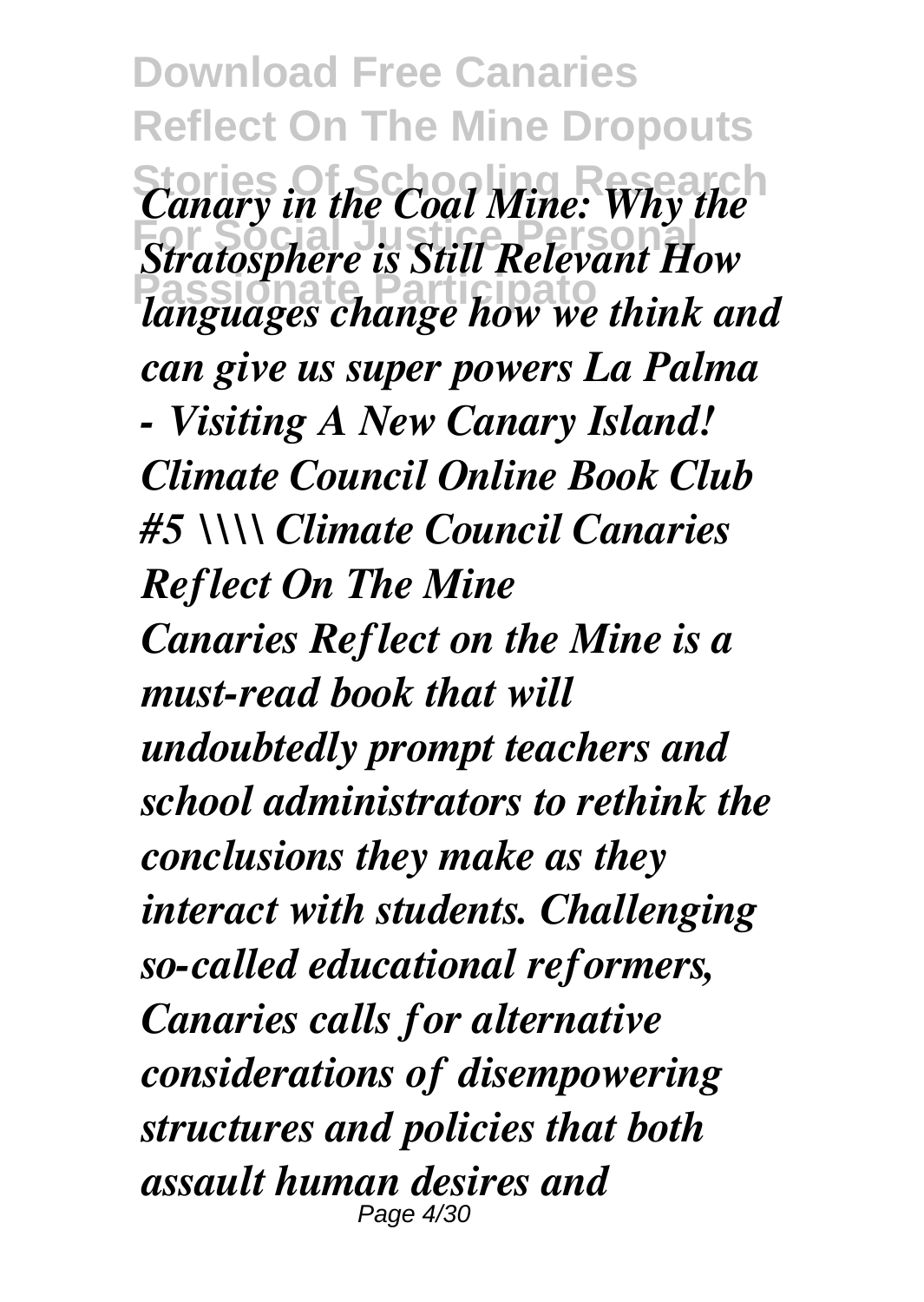*Canary in the Coal Mine: Why the Stratosphere is Still Relevant How languages change how we think and can give us super powers La Palma - Visiting A New Canary Island! Climate Council Online Book Club #5 \\\\ Climate Council Canaries Reflect On The Mine*

*Canaries Reflect on the Mine is a must-read book that will undoubtedly prompt teachers and school administrators to rethink the conclusions they make as they interact with students. Challenging so-called educational reformers, Canaries calls for alternative considerations of disempowering structures and policies that both assault human desires and*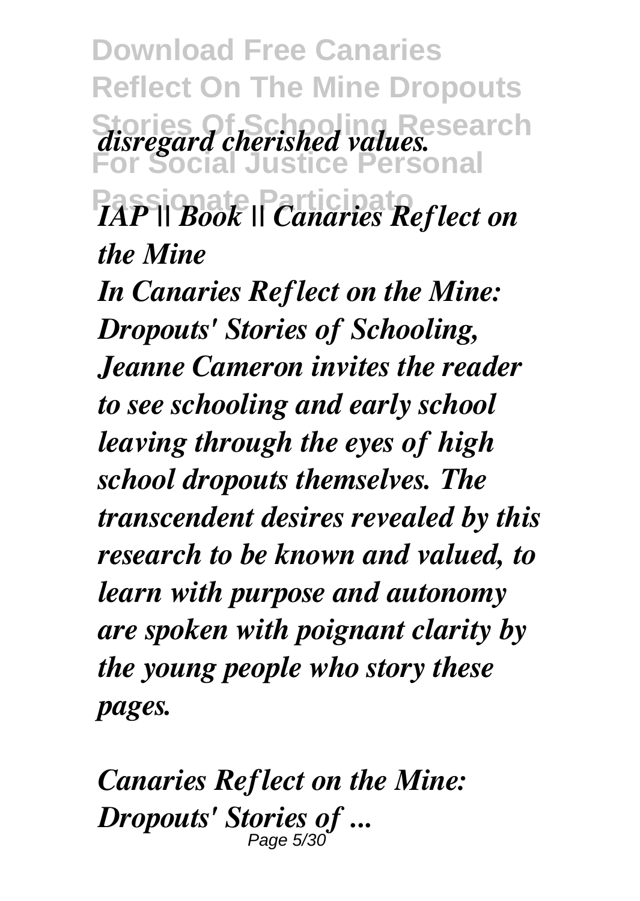*disregard cherished values.*

*IAP || Book || Canaries Reflect on the Mine*

*In Canaries Reflect on the Mine: Dropouts' Stories of Schooling, Jeanne Cameron invites the reader to see schooling and early school leaving through the eyes of high school dropouts themselves. The transcendent desires revealed by this research to be known and valued, to learn with purpose and autonomy are spoken with poignant clarity by the young people who story these pages.*

*Canaries Reflect on the Mine: Dropouts' Stories of ...*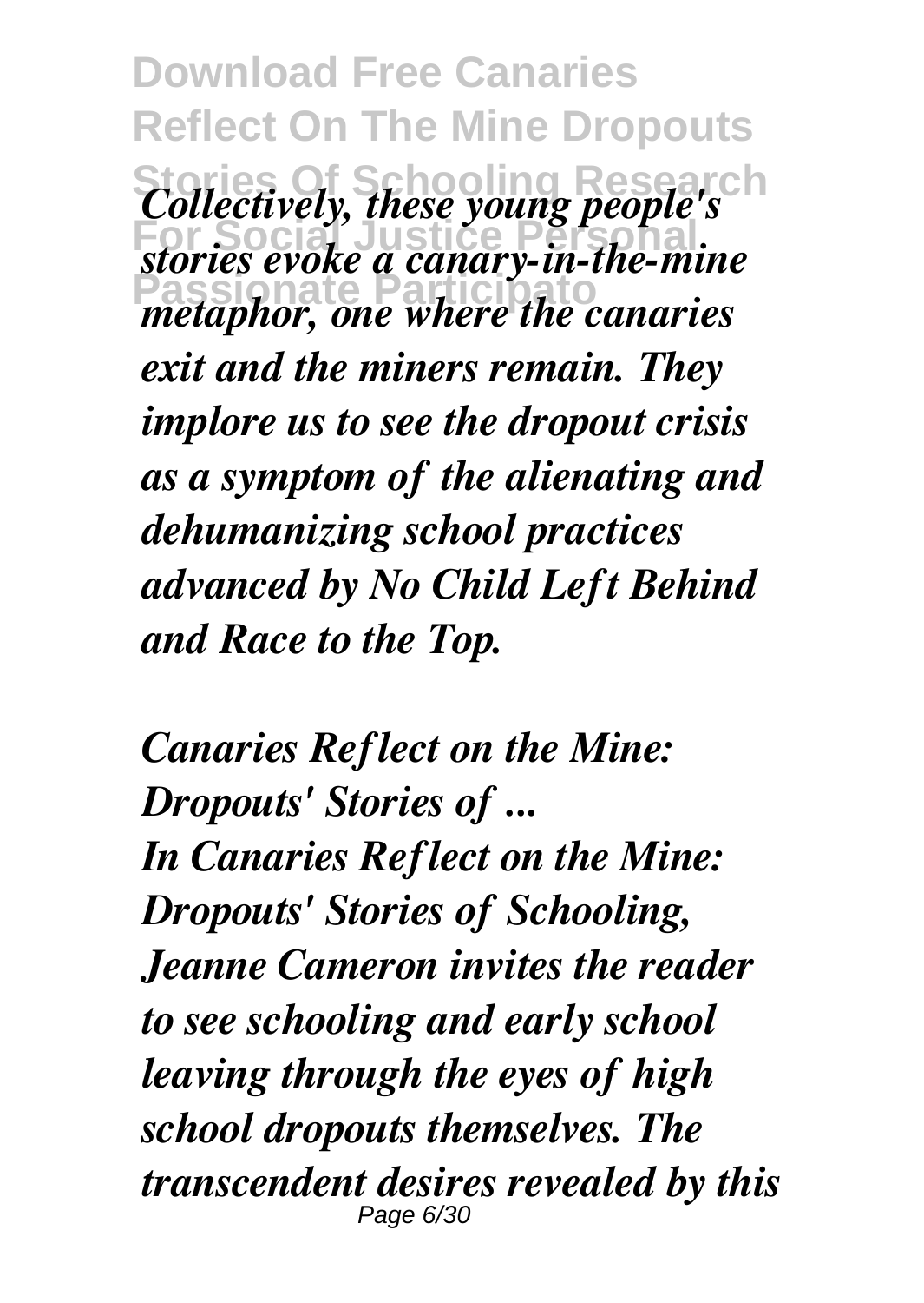*Collectively, these young people's stories evoke a canary-in-the-mine metaphor, one where the canaries exit and the miners remain. They implore us to see the dropout crisis as a symptom of the alienating and dehumanizing school practices advanced by No Child Left Behind and Race to the Top.*

*Canaries Reflect on the Mine: Dropouts' Stories of ...*

*In Canaries Reflect on the Mine: Dropouts' Stories of Schooling, Jeanne Cameron invites the reader to see schooling and early school leaving through the eyes of high school dropouts themselves. The transcendent desires revealed by this*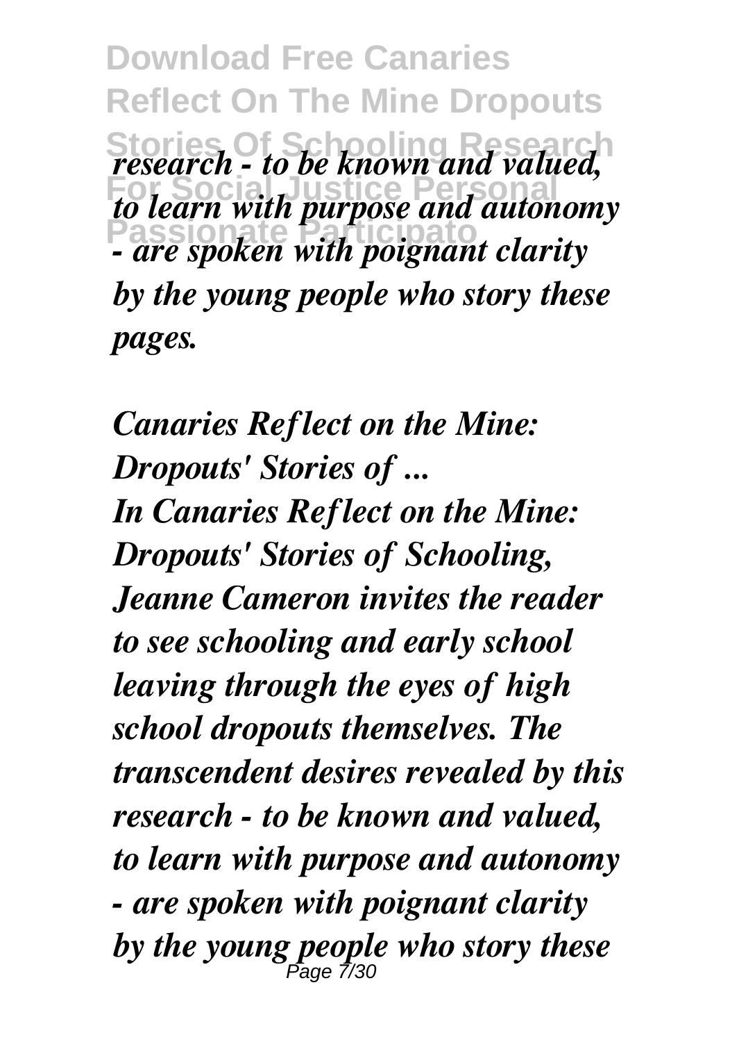*research - to be known and valued, to learn with purpose and autonomy - are spoken with poignant clarity by the young people who story these pages.*

***Canaries Reflect on the Mine: Dropouts' Stories of ...***

***In Canaries Reflect on the Mine: Dropouts' Stories of Schooling, Jeanne Cameron invites the reader to see schooling and early school leaving through the eyes of high school dropouts themselves. The transcendent desires revealed by this research - to be known and valued, to learn with purpose and autonomy - are spoken with poignant clarity by the young people who story these***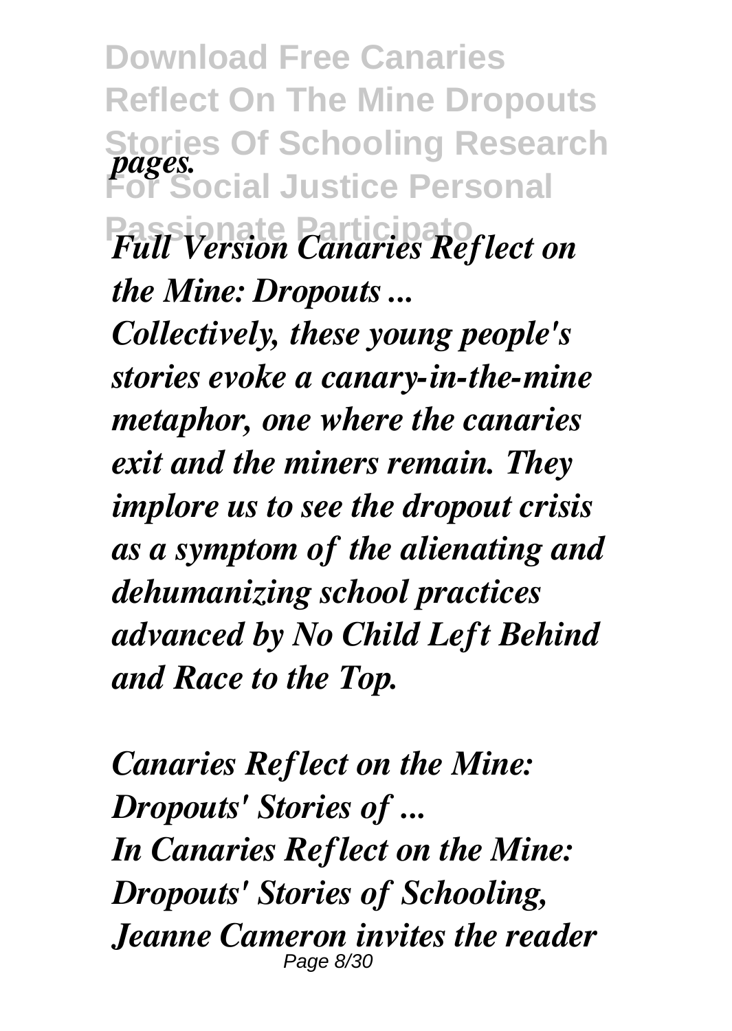*pages.*

***Full Version Canaries Reflect on the Mine: Dropouts ...***

***Collectively, these young people's stories evoke a canary-in-the-mine metaphor, one where the canaries exit and the miners remain. They implore us to see the dropout crisis as a symptom of the alienating and dehumanizing school practices advanced by No Child Left Behind and Race to the Top.***

***Canaries Reflect on the Mine: Dropouts' Stories of ...***

***In Canaries Reflect on the Mine: Dropouts' Stories of Schooling, Jeanne Cameron invites the reader***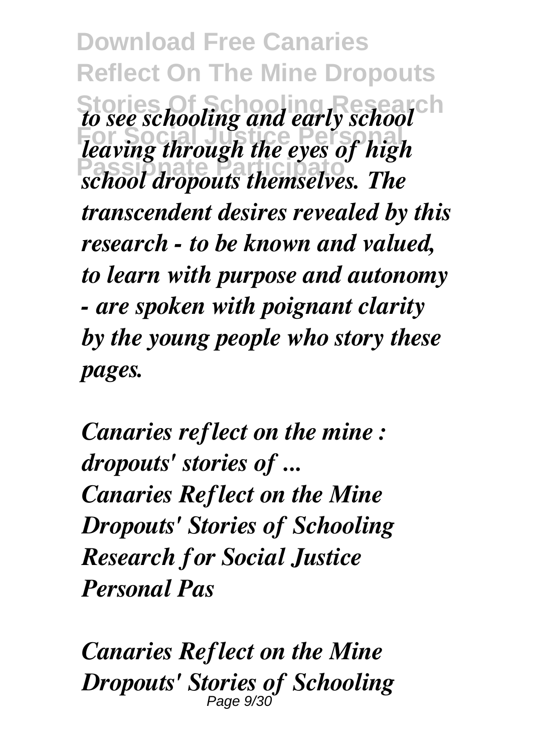*to see schooling and early school leaving through the eyes of high school dropouts themselves. The transcendent desires revealed by this research - to be known and valued, to learn with purpose and autonomy - are spoken with poignant clarity by the young people who story these pages.*

***Canaries reflect on the mine : dropouts' stories of ...***
***Canaries Reflect on the Mine Dropouts' Stories of Schooling Research for Social Justice Personal Pas***

***Canaries Reflect on the Mine Dropouts' Stories of Schooling***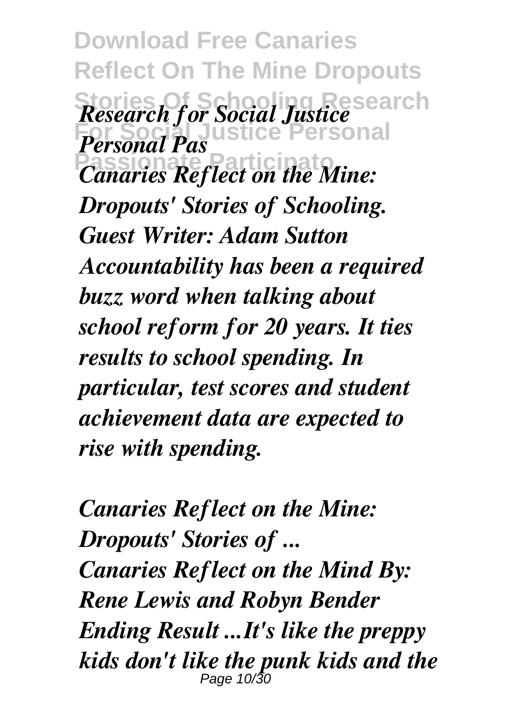*Research for Social Justice Personal Pas*

***Canaries Reflect on the Mine: Dropouts' Stories of Schooling. Guest Writer: Adam Sutton Accountability has been a required buzz word when talking about school reform for 20 years. It ties results to school spending. In particular, test scores and student achievement data are expected to rise with spending.***

***Canaries Reflect on the Mine: Dropouts' Stories of ...***

***Canaries Reflect on the Mind By: Rene Lewis and Robyn Bender Ending Result ...It's like the preppy kids don't like the punk kids and the***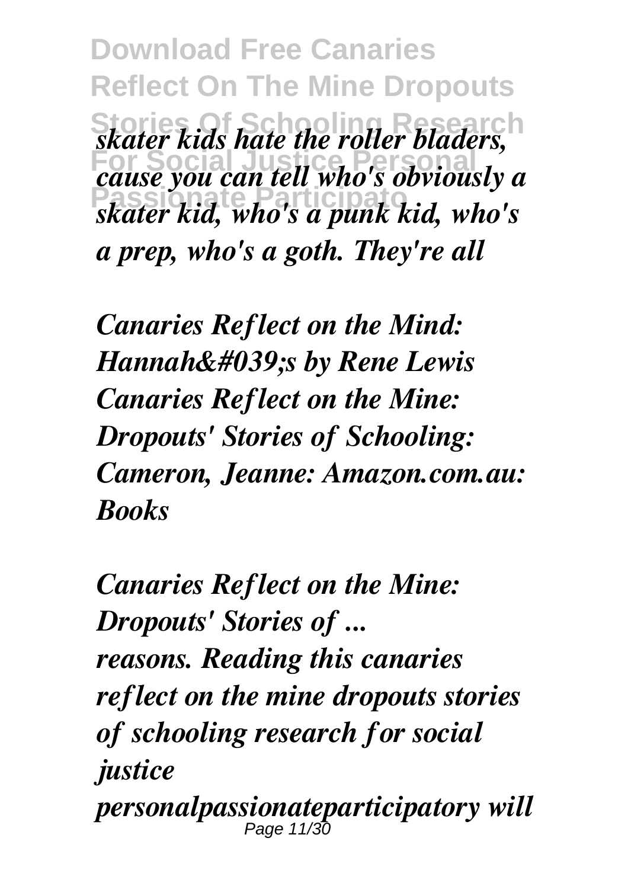*skater kids hate the roller bladers, cause you can tell who's obviously a skater kid, who's a punk kid, who's a prep, who's a goth. They're all*

***Canaries Reflect on the Mind: Hannah&#039;s by Rene Lewis Canaries Reflect on the Mine: Dropouts' Stories of Schooling: Cameron, Jeanne: Amazon.com.au: Books***

***Canaries Reflect on the Mine: Dropouts' Stories of ...***
*reasons. Reading this canaries reflect on the mine dropouts stories of schooling research for social justice personalpassionateparticipatory will*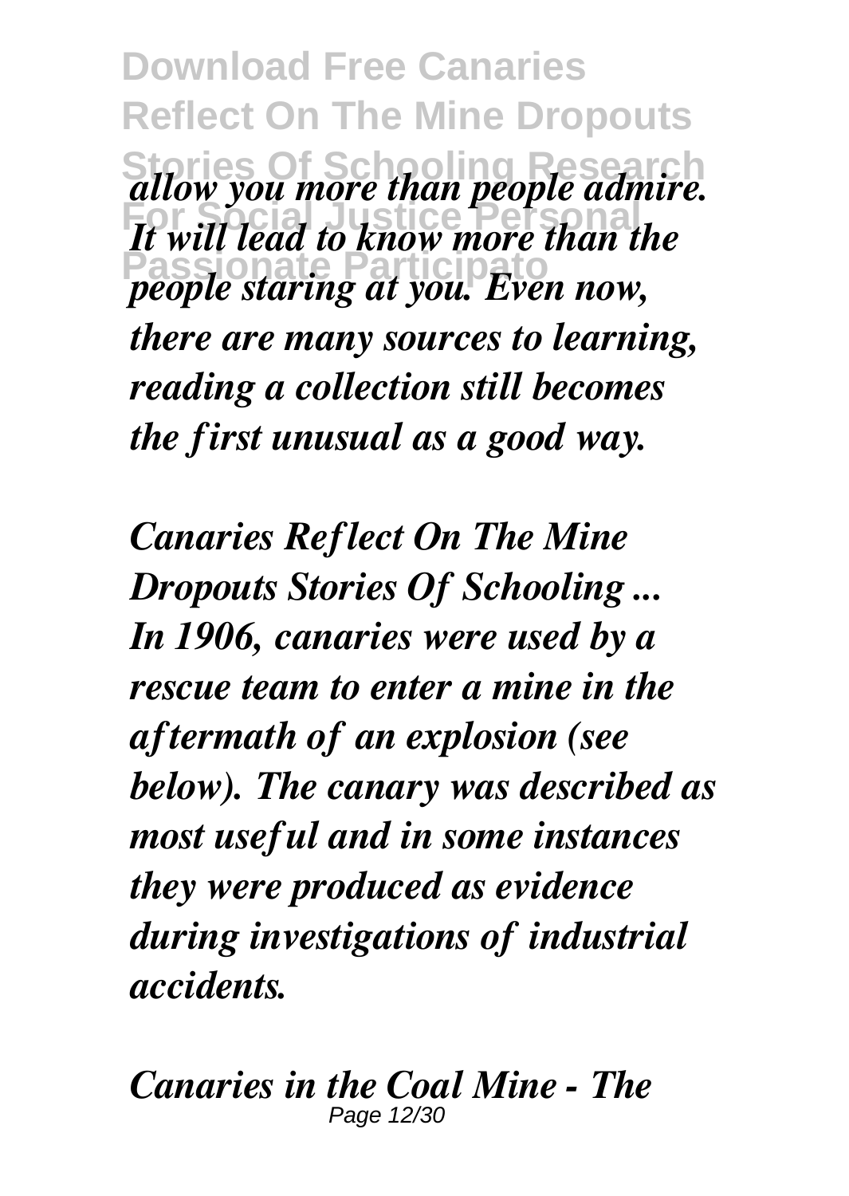*allow you more than people admire. It will lead to know more than the people staring at you. Even now, there are many sources to learning, reading a collection still becomes the first unusual as a good way.*

***Canaries Reflect On The Mine Dropouts Stories Of Schooling ...***
***In 1906, canaries were used by a rescue team to enter a mine in the aftermath of an explosion (see below). The canary was described as most useful and in some instances they were produced as evidence during investigations of industrial accidents.***

***Canaries in the Coal Mine - The***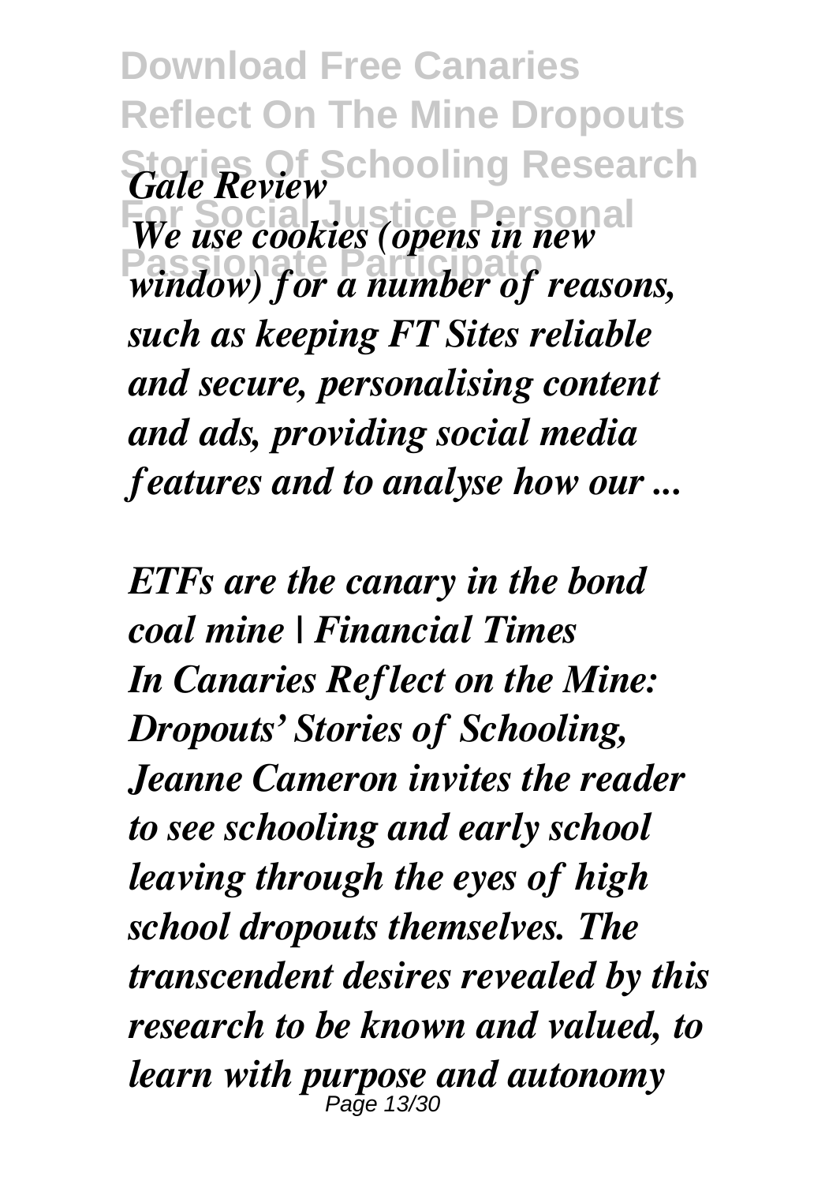*Gale Review*

*We use cookies (opens in new window) for a number of reasons, such as keeping FT Sites reliable and secure, personalising content and ads, providing social media features and to analyse how our ...*

***ETFs are the canary in the bond coal mine | Financial Times***

*In Canaries Reflect on the Mine: Dropouts' Stories of Schooling, Jeanne Cameron invites the reader to see schooling and early school leaving through the eyes of high school dropouts themselves. The transcendent desires revealed by this research to be known and valued, to learn with purpose and autonomy*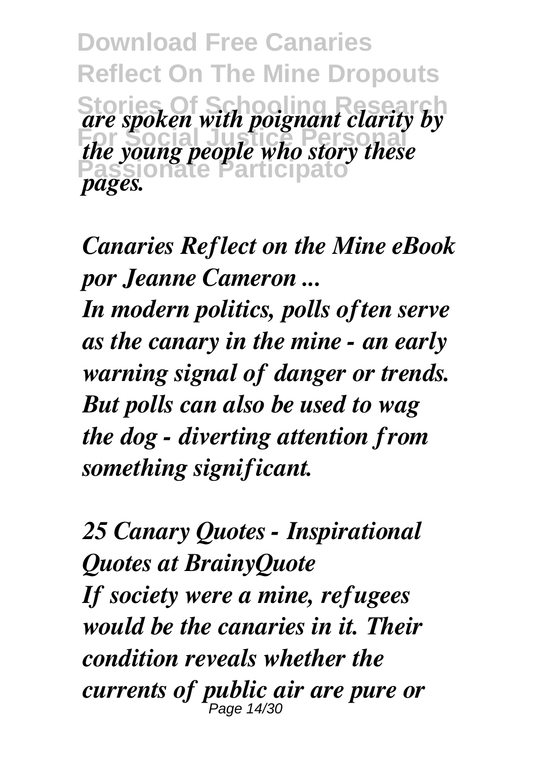*are spoken with poignant clarity by the young people who story these pages.*

***Canaries Reflect on the Mine eBook por Jeanne Cameron ...***

***In modern politics, polls often serve as the canary in the mine - an early warning signal of danger or trends. But polls can also be used to wag the dog - diverting attention from something significant.***

***25 Canary Quotes - Inspirational Quotes at BrainyQuote***

***If society were a mine, refugees would be the canaries in it. Their condition reveals whether the currents of public air are pure or***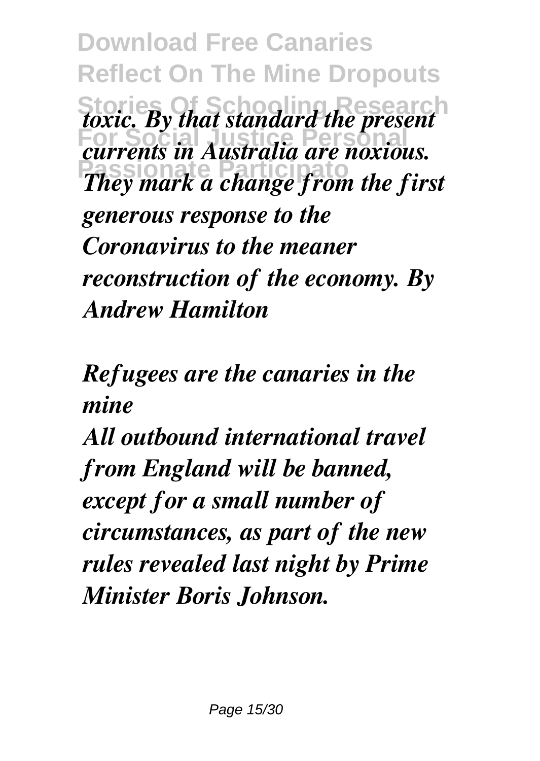*toxic. By that standard the present currents in Australia are noxious. They mark a change from the first generous response to the Coronavirus to the meaner reconstruction of the economy. By Andrew Hamilton*

*Refugees are the canaries in the mine*

*All outbound international travel from England will be banned, except for a small number of circumstances, as part of the new rules revealed last night by Prime Minister Boris Johnson.*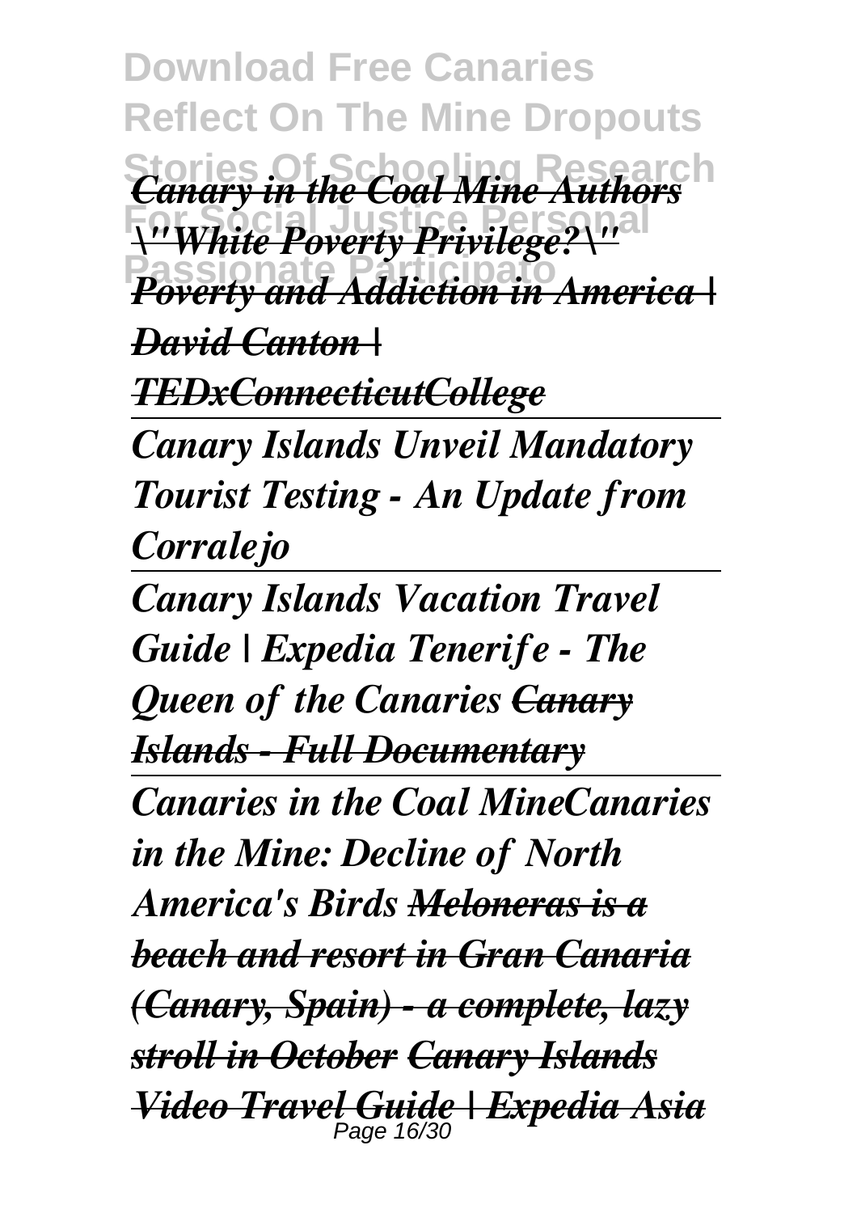*Canary in the Coal Mine Authors \"White Poverty Privilege?\" Poverty and Addiction in America | David Canton | TEDxConnecticutCollege*

---

*Canary Islands Unveil Mandatory Tourist Testing - An Update from Corralejo*

---

*Canary Islands Vacation Travel Guide | Expedia Tenerife - The Queen of the Canaries Canary Islands - Full Documentary*

---

*Canaries in the Coal MineCanaries in the Mine: Decline of North America's Birds Meloneras is a beach and resort in Gran Canaria (Canary, Spain) - a complete, lazy stroll in October Canary Islands Video Travel Guide | Expedia Asia*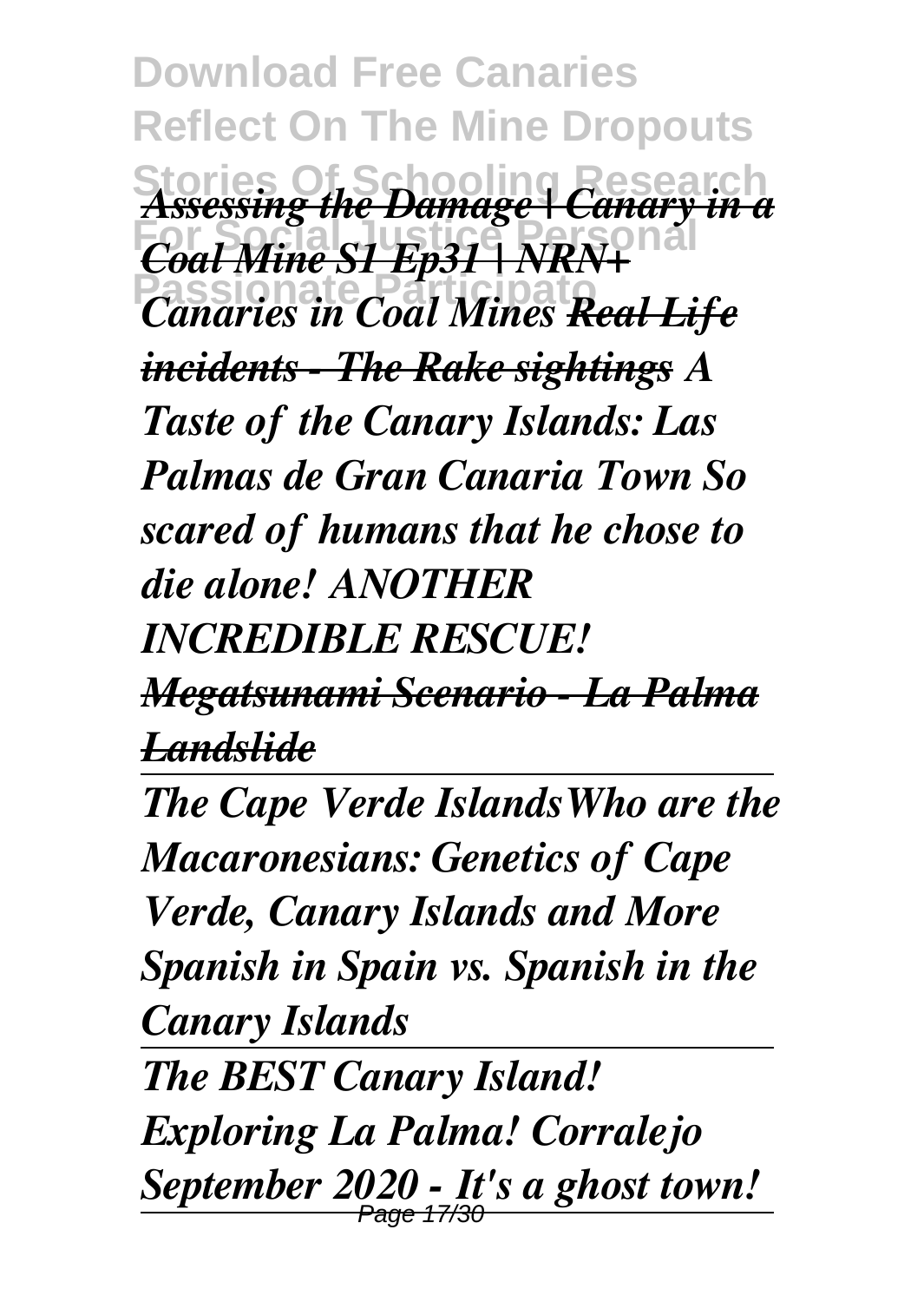*Assessing the Damage | Canary in a Coal Mine S1 Ep31 | NRN+ Canaries in Coal Mines Real Life incidents - The Rake sightings A Taste of the Canary Islands: Las Palmas de Gran Canaria Town So scared of humans that he chose to die alone! ANOTHER INCREDIBLE RESCUE! Megatsunami Scenario - La Palma Landslide*

---

*The Cape Verde IslandsWho are the Macaronesians: Genetics of Cape Verde, Canary Islands and More Spanish in Spain vs. Spanish in the Canary Islands*

---

*The BEST Canary Island! Exploring La Palma! Corralejo September 2020 - It's a ghost town!*

---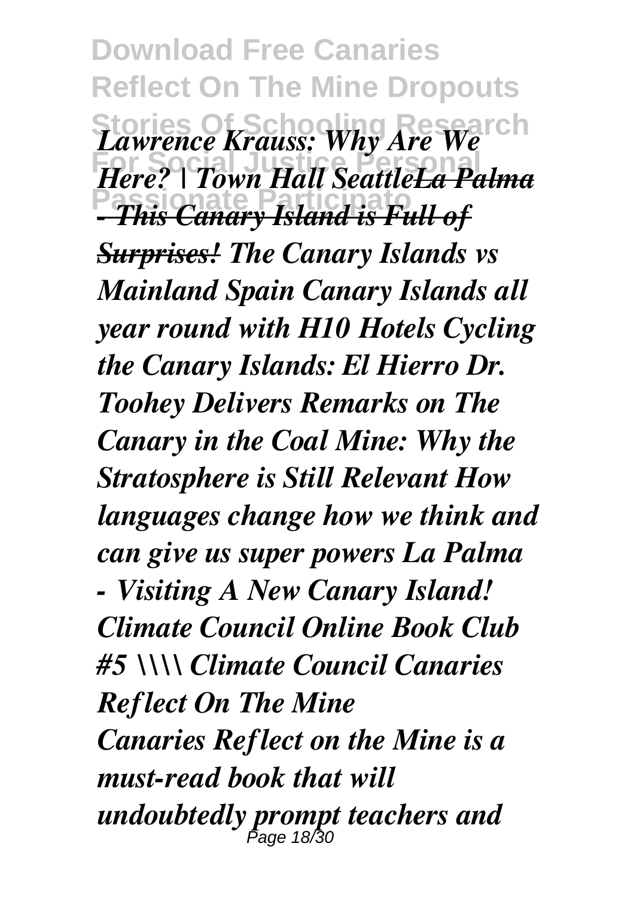*Lawrence Krauss: Why Are We Here? | Town Hall Seattle~~La Palma - This Canary Island is Full of Surprises!~~ The Canary Islands vs Mainland Spain Canary Islands all year round with H10 Hotels Cycling the Canary Islands: El Hierro Dr. Toohey Delivers Remarks on The Canary in the Coal Mine: Why the Stratosphere is Still Relevant How languages change how we think and can give us super powers La Palma - Visiting A New Canary Island! Climate Council Online Book Club #5 \\\\ Climate Council Canaries Reflect On The Mine*

*Canaries Reflect on the Mine is a must-read book that will undoubtedly prompt teachers and*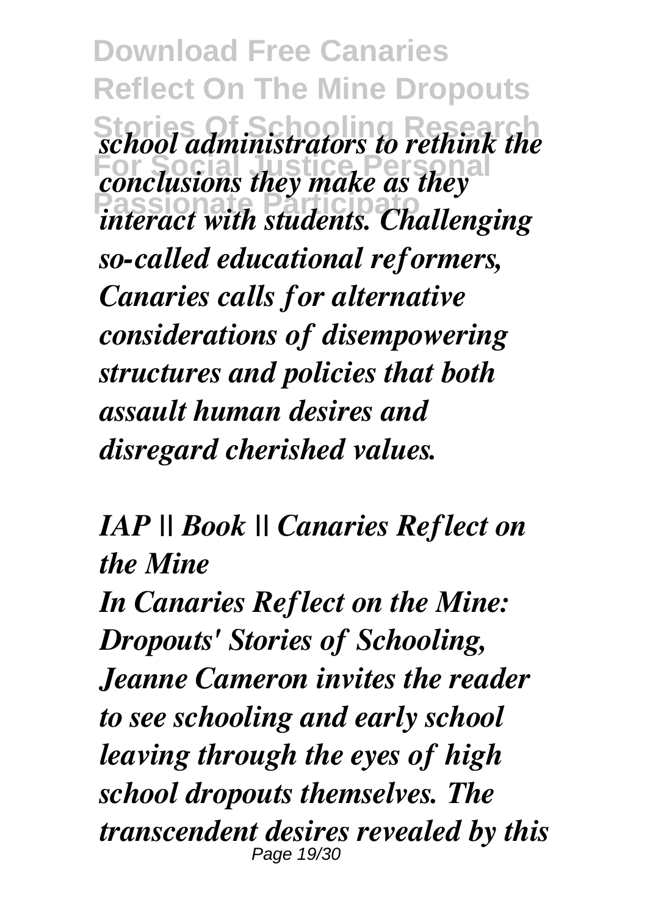*school administrators to rethink the conclusions they make as they interact with students. Challenging so-called educational reformers, Canaries calls for alternative considerations of disempowering structures and policies that both assault human desires and disregard cherished values.*

*IAP || Book || Canaries Reflect on the Mine*

*In Canaries Reflect on the Mine: Dropouts' Stories of Schooling, Jeanne Cameron invites the reader to see schooling and early school leaving through the eyes of high school dropouts themselves. The transcendent desires revealed by this*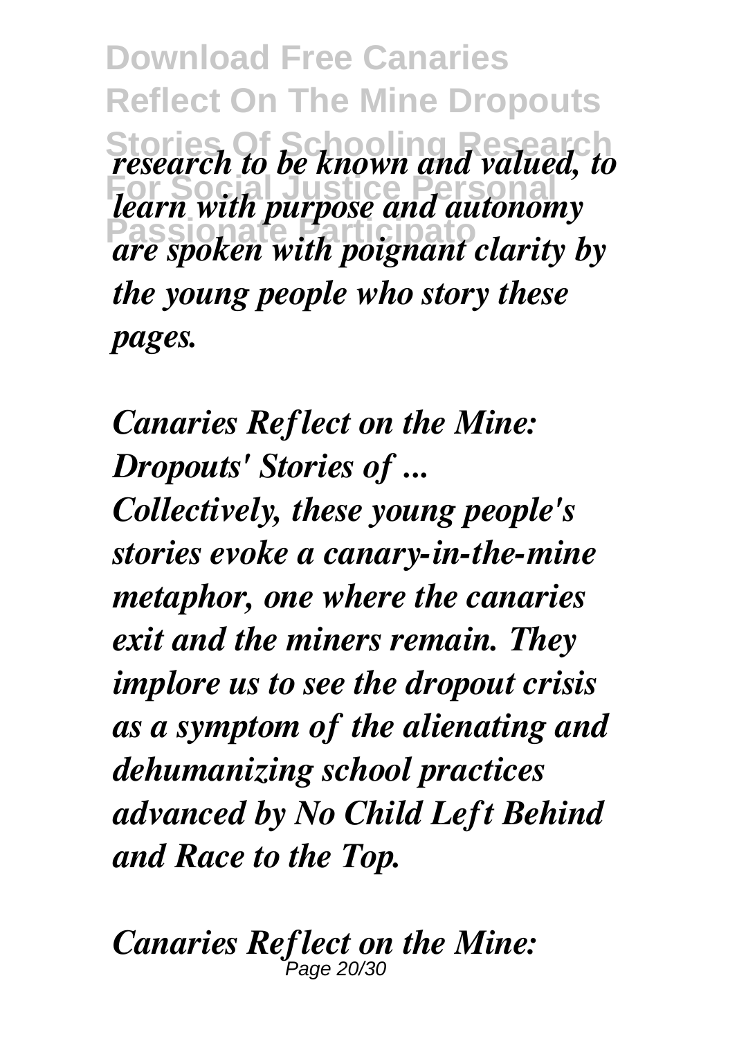*research to be known and valued, to learn with purpose and autonomy are spoken with poignant clarity by the young people who story these pages.*

***Canaries Reflect on the Mine: Dropouts' Stories of ...***

***Collectively, these young people's stories evoke a canary-in-the-mine metaphor, one where the canaries exit and the miners remain. They implore us to see the dropout crisis as a symptom of the alienating and dehumanizing school practices advanced by No Child Left Behind and Race to the Top.***

***Canaries Reflect on the Mine:***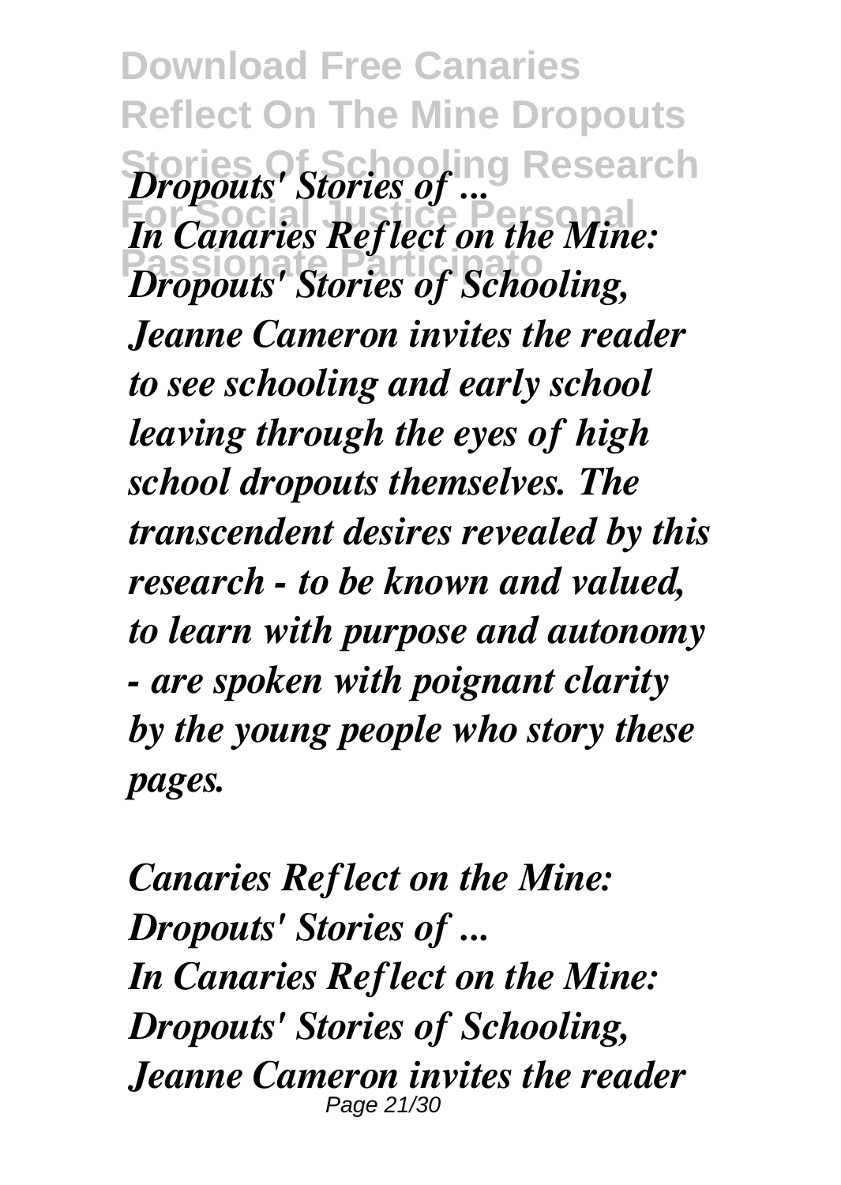*Dropouts' Stories of ...*
*In Canaries Reflect on the Mine: Dropouts' Stories of Schooling, Jeanne Cameron invites the reader to see schooling and early school leaving through the eyes of high school dropouts themselves. The transcendent desires revealed by this research - to be known and valued, to learn with purpose and autonomy - are spoken with poignant clarity by the young people who story these pages.*

*Canaries Reflect on the Mine: Dropouts' Stories of ...*
*In Canaries Reflect on the Mine: Dropouts' Stories of Schooling, Jeanne Cameron invites the reader*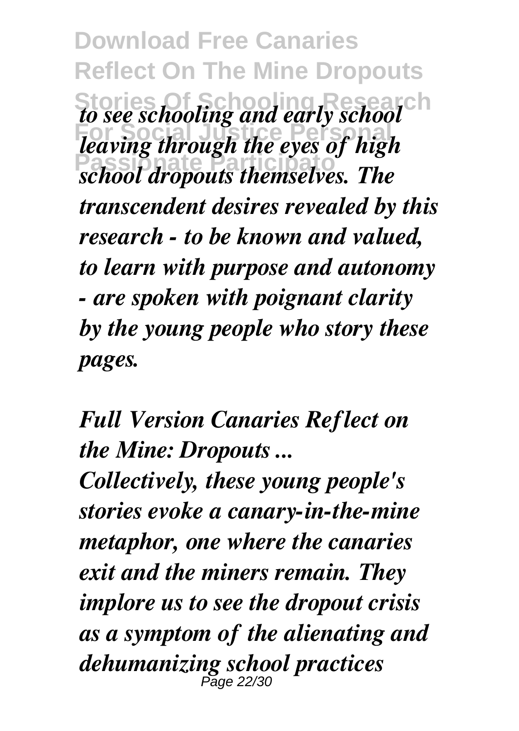*to see schooling and early school leaving through the eyes of high school dropouts themselves. The transcendent desires revealed by this research - to be known and valued, to learn with purpose and autonomy - are spoken with poignant clarity by the young people who story these pages.*

***Full Version Canaries Reflect on the Mine: Dropouts ...***

***Collectively, these young people's stories evoke a canary-in-the-mine metaphor, one where the canaries exit and the miners remain. They implore us to see the dropout crisis as a symptom of the alienating and dehumanizing school practices***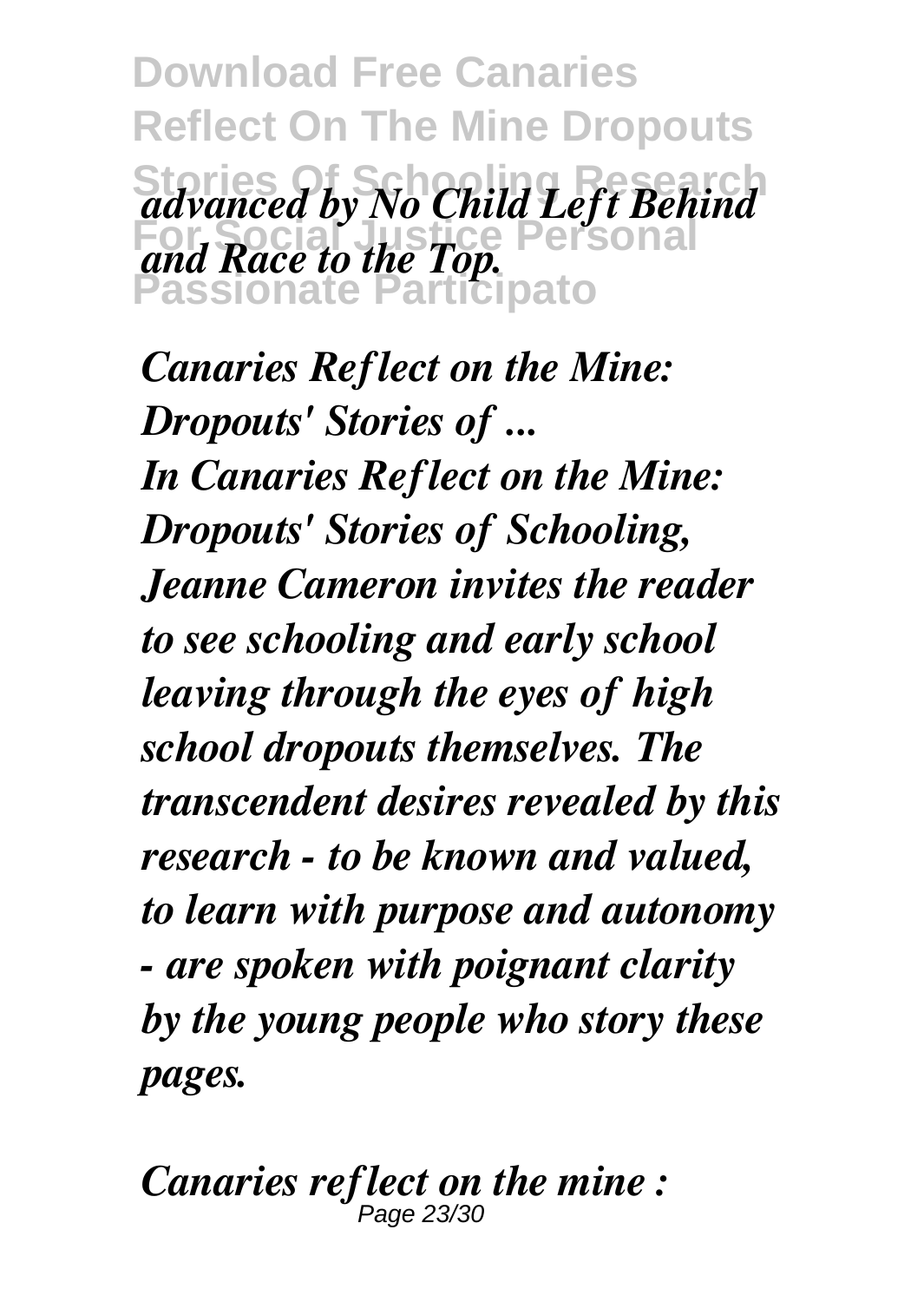*advanced by No Child Left Behind and Race to the Top.*

***Canaries Reflect on the Mine: Dropouts' Stories of ...***

***In Canaries Reflect on the Mine: Dropouts' Stories of Schooling, Jeanne Cameron invites the reader to see schooling and early school leaving through the eyes of high school dropouts themselves. The transcendent desires revealed by this research - to be known and valued, to learn with purpose and autonomy - are spoken with poignant clarity by the young people who story these pages.***

***Canaries reflect on the mine :***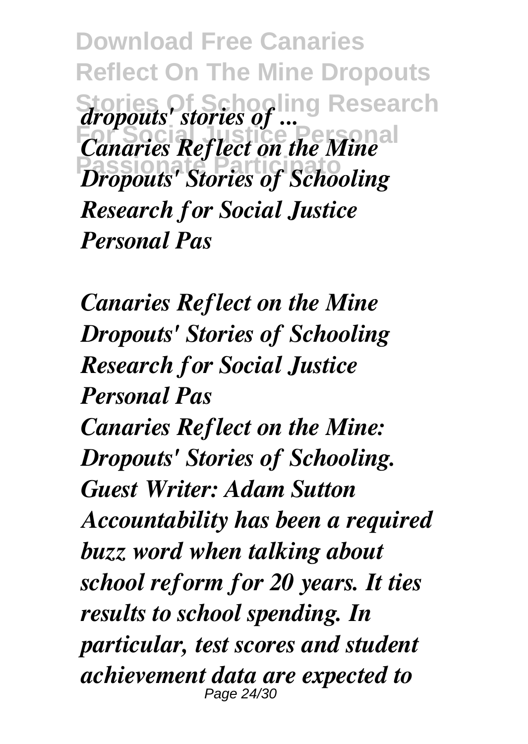*dropouts' stories of ...*
*Canaries Reflect on the Mine Dropouts' Stories of Schooling Research for Social Justice Personal Pas*

*Canaries Reflect on the Mine Dropouts' Stories of Schooling Research for Social Justice Personal Pas*

*Canaries Reflect on the Mine: Dropouts' Stories of Schooling. Guest Writer: Adam Sutton Accountability has been a required buzz word when talking about school reform for 20 years. It ties results to school spending. In particular, test scores and student achievement data are expected to*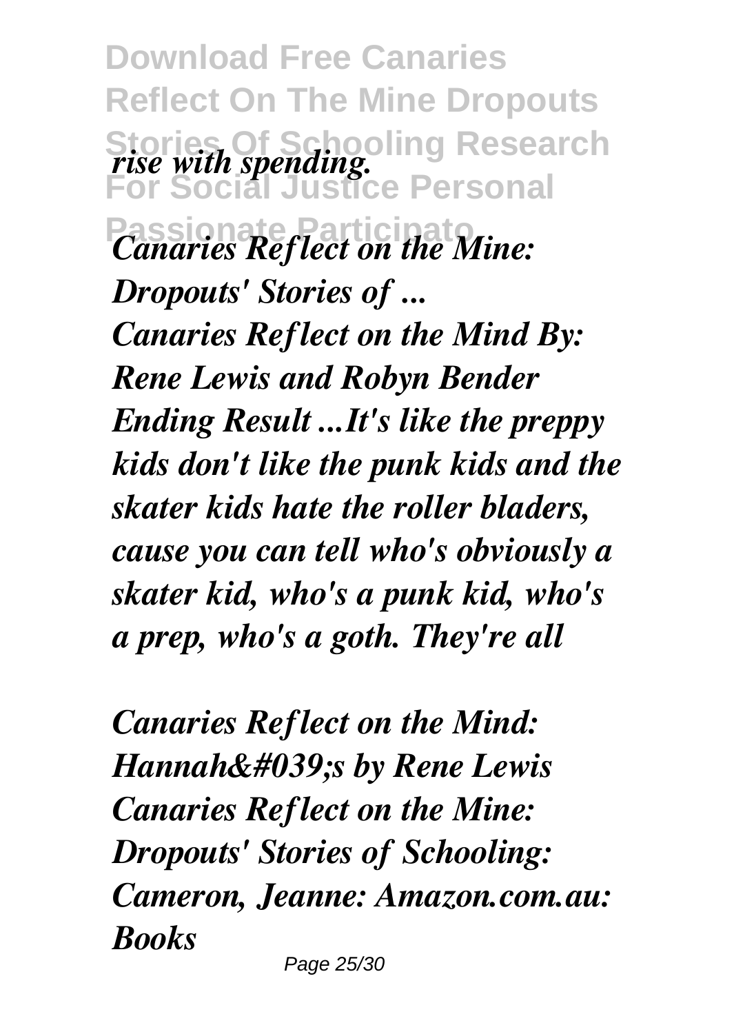*rise with spending.*

*Canaries Reflect on the Mine: Dropouts' Stories of ...*

*Canaries Reflect on the Mind By: Rene Lewis and Robyn Bender Ending Result ...It's like the preppy kids don't like the punk kids and the skater kids hate the roller bladers, cause you can tell who's obviously a skater kid, who's a punk kid, who's a prep, who's a goth. They're all*

*Canaries Reflect on the Mind: Hannah&#039;s by Rene Lewis*

*Canaries Reflect on the Mine: Dropouts' Stories of Schooling: Cameron, Jeanne: Amazon.com.au: Books*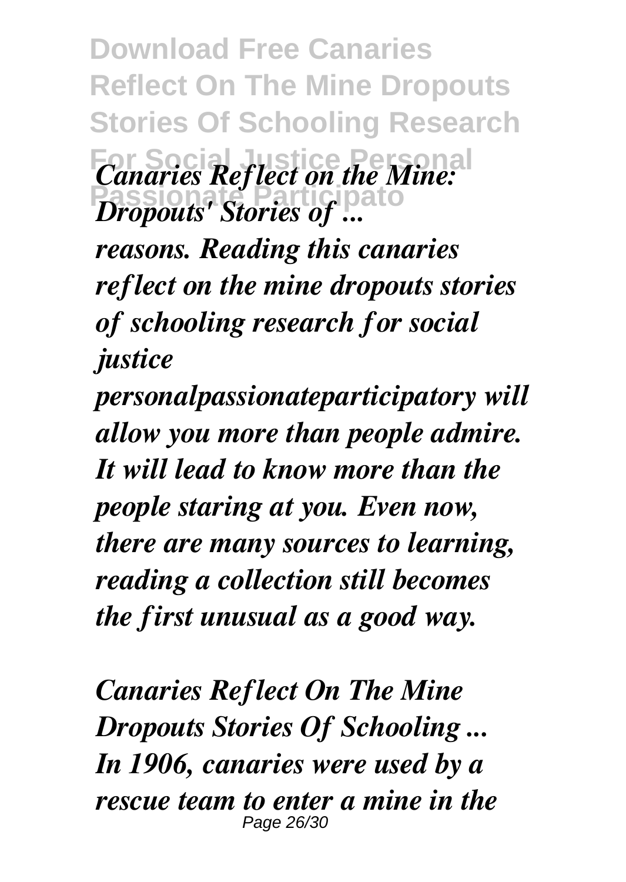*Canaries Reflect on the Mine: Dropouts' Stories of ...*

***reasons. Reading this canaries reflect on the mine dropouts stories of schooling research for social justice personalpassionateparticipatory will allow you more than people admire. It will lead to know more than the people staring at you. Even now, there are many sources to learning, reading a collection still becomes the first unusual as a good way.***

***Canaries Reflect On The Mine Dropouts Stories Of Schooling ...***
***In 1906, canaries were used by a rescue team to enter a mine in the***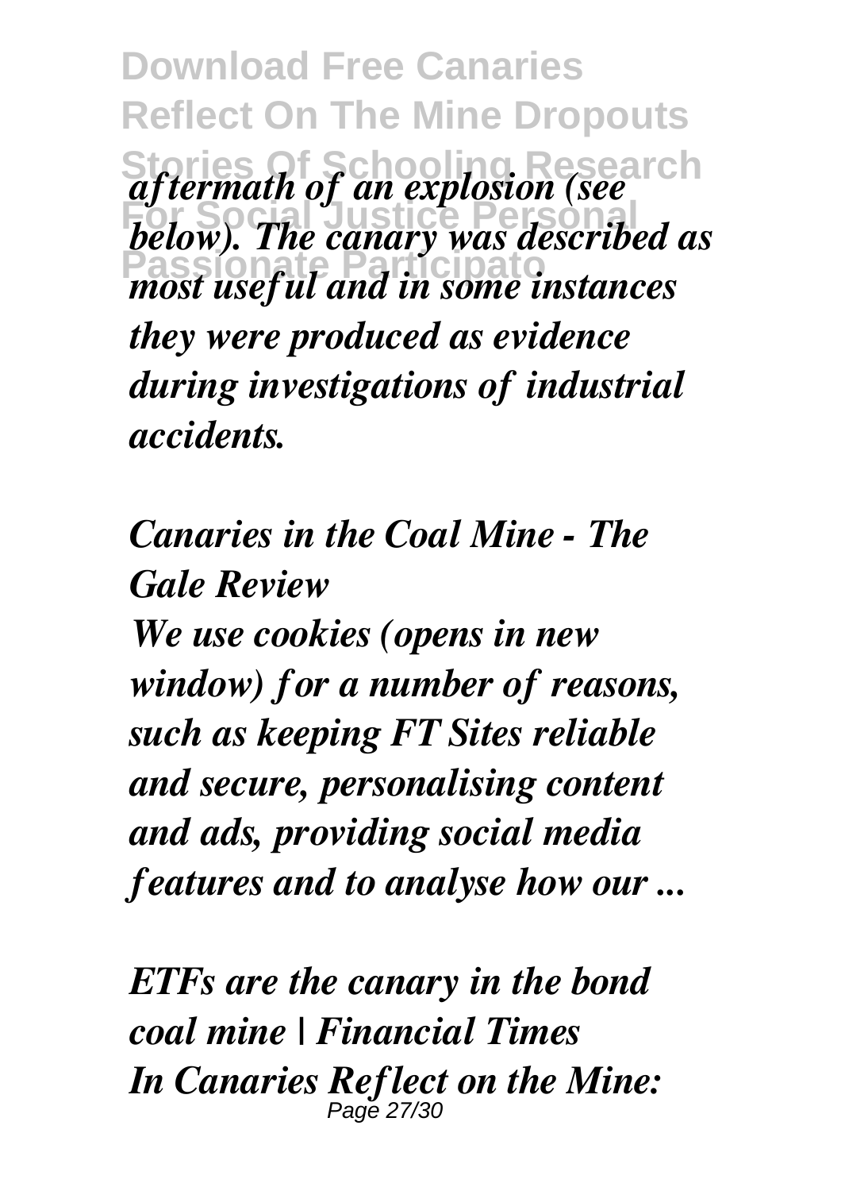*aftermath of an explosion (see below). The canary was described as most useful and in some instances they were produced as evidence during investigations of industrial accidents.*

*Canaries in the Coal Mine - The Gale Review*

*We use cookies (opens in new window) for a number of reasons, such as keeping FT Sites reliable and secure, personalising content and ads, providing social media features and to analyse how our ...*

*ETFs are the canary in the bond coal mine | Financial Times*

*In Canaries Reflect on the Mine:*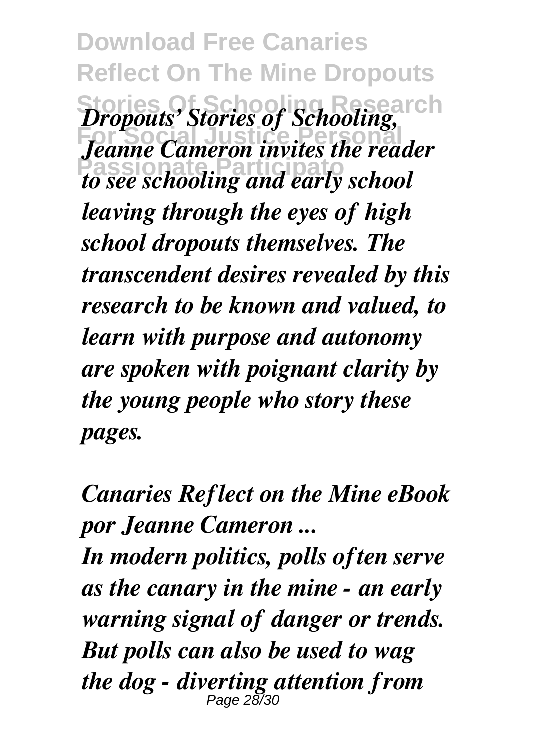*Dropouts' Stories of Schooling, Jeanne Cameron invites the reader to see schooling and early school leaving through the eyes of high school dropouts themselves. The transcendent desires revealed by this research to be known and valued, to learn with purpose and autonomy are spoken with poignant clarity by the young people who story these pages.*

***Canaries Reflect on the Mine eBook por Jeanne Cameron ...***

*In modern politics, polls often serve as the canary in the mine - an early warning signal of danger or trends. But polls can also be used to wag the dog - diverting attention from*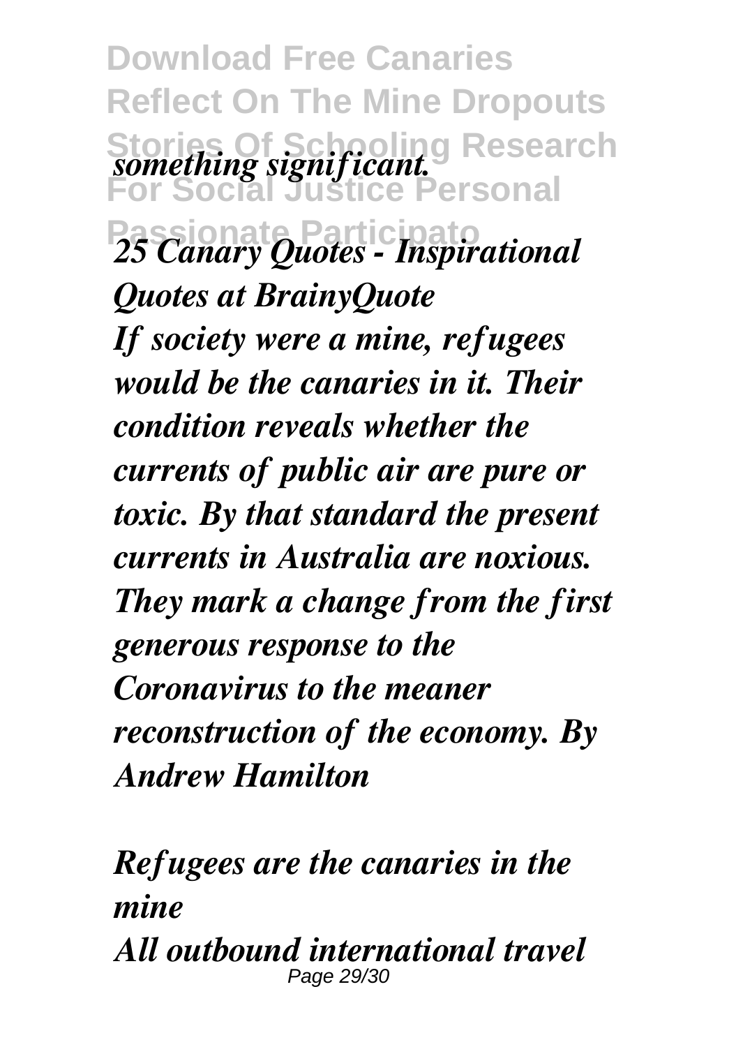*something significant.*

***25 Canary Quotes - Inspirational Quotes at BrainyQuote***

***If society were a mine, refugees would be the canaries in it. Their condition reveals whether the currents of public air are pure or toxic. By that standard the present currents in Australia are noxious. They mark a change from the first generous response to the Coronavirus to the meaner reconstruction of the economy. By Andrew Hamilton***

***Refugees are the canaries in the mine***

***All outbound international travel***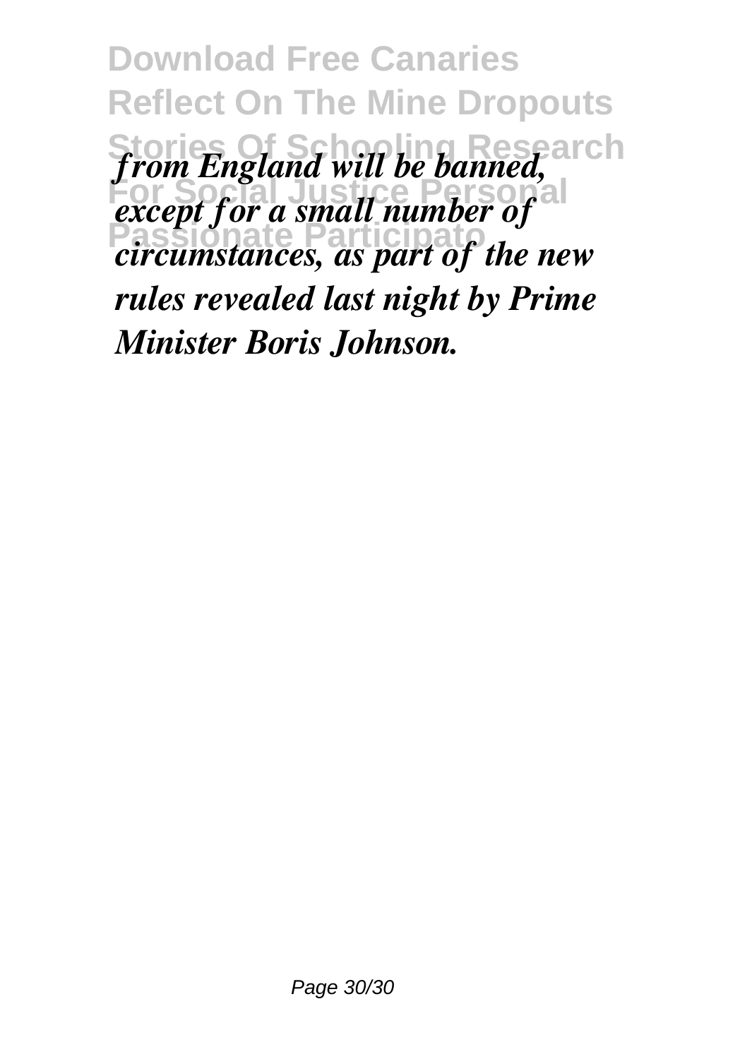*from England will be banned, except for a small number of circumstances, as part of the new rules revealed last night by Prime Minister Boris Johnson.*